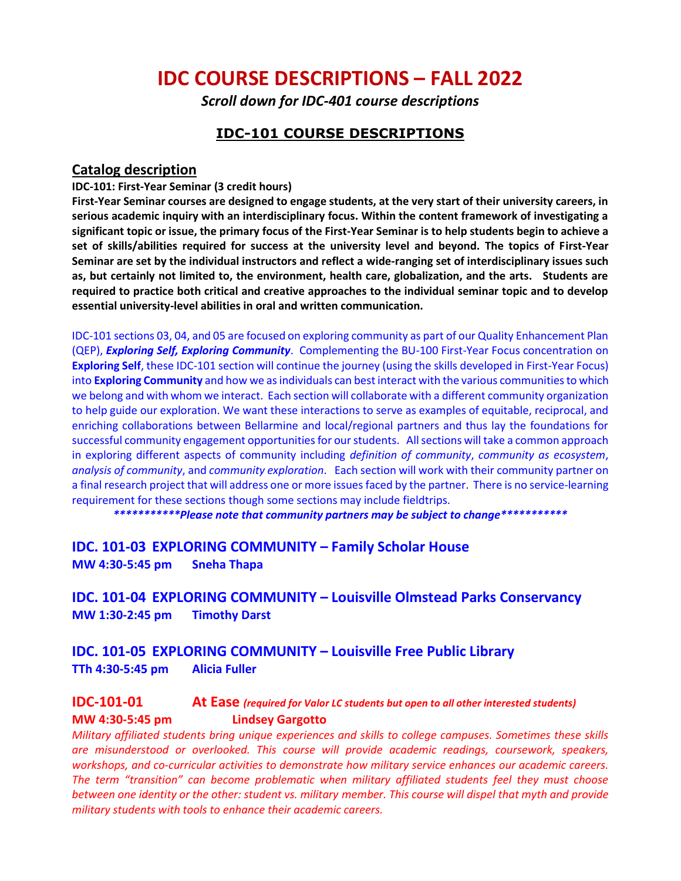# IDC COURSE DESCRIPTIONS – FALL 2022

*Scroll down for IDC-401 course descriptions*

## IDC-101 COURSE DESCRIPTIONS

### Catalog description

**IDC-101: First-Year Seminar (3 credit hours)**

**First-Year Seminar courses are designed to engage students, at the very start of their university careers, in serious academic inquiry with an interdisciplinary focus. Within the content framework of investigating a significant topic or issue, the primary focus of the First-Year Seminar is to help students begin to achieve a set of skills/abilities required for success at the university level and beyond. The topics of First-Year Seminar are set by the individual instructors and reflect a wide-ranging set of interdisciplinary issues such as, but certainly not limited to, the environment, health care, globalization, and the arts. Students are required to practice both critical and creative approaches to the individual seminar topic and to develop essential university-level abilities in oral and written communication.**

IDC-101 sections 03, 04, and 05 are focused on exploring community as part of our Quality Enhancement Plan (QEP), ***Exploring Self, Exploring Community***. Complementing the BU-100 First-Year Focus concentration on **Exploring Self**, these IDC-101 section will continue the journey (using the skills developed in First-Year Focus) into **Exploring Community** and how we as individuals can best interact with the various communities to which we belong and with whom we interact. Each section will collaborate with a different community organization to help guide our exploration. We want these interactions to serve as examples of equitable, reciprocal, and enriching collaborations between Bellarmine and local/regional partners and thus lay the foundations for successful community engagement opportunities for our students. All sections will take a common approach in exploring different aspects of community including *definition of community*, *community as ecosystem*, *analysis of community*, and *community exploration*. Each section will work with their community partner on a final research project that will address one or more issues faced by the partner. There is no service-learning requirement for these sections though some sections may include fieldtrips.

***************Please note that community partners may be subject to change***************

### IDC. 101-03 EXPLORING COMMUNITY – Family Scholar House

**MW 4:30-5:45 pm Sneha Thapa**

### IDC. 101-04 EXPLORING COMMUNITY – Louisville Olmstead Parks Conservancy

**MW 1:30-2:45 pm Timothy Darst**

### IDC. 101-05 EXPLORING COMMUNITY – Louisville Free Public Library

**TTh 4:30-5:45 pm Alicia Fuller**

### IDC-101-01 At Ease *(required for Valor LC students but open to all other interested students)*

**MW 4:30-5:45 pm Lindsey Gargotto**

*Military affiliated students bring unique experiences and skills to college campuses. Sometimes these skills are misunderstood or overlooked. This course will provide academic readings, coursework, speakers, workshops, and co-curricular activities to demonstrate how military service enhances our academic careers. The term "transition" can become problematic when military affiliated students feel they must choose between one identity or the other: student vs. military member. This course will dispel that myth and provide military students with tools to enhance their academic careers.*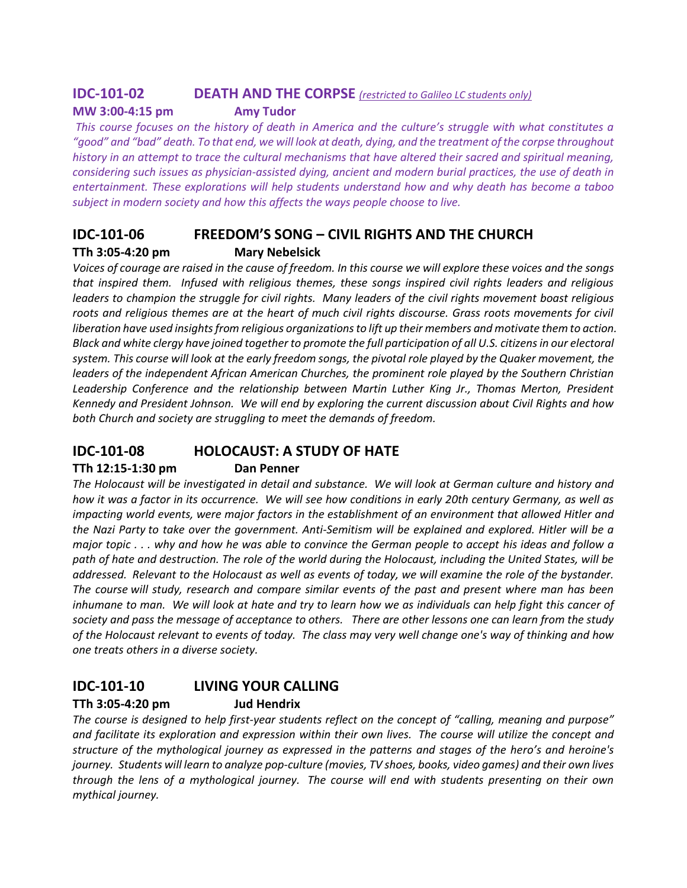## IDC-101-02 DEATH AND THE CORPSE *(restricted to Galileo LC students only)*

**MW 3:00-4:15 pm Amy Tudor**

*This course focuses on the history of death in America and the culture's struggle with what constitutes a "good" and "bad" death. To that end, we will look at death, dying, and the treatment of the corpse throughout history in an attempt to trace the cultural mechanisms that have altered their sacred and spiritual meaning, considering such issues as physician-assisted dying, ancient and modern burial practices, the use of death in entertainment. These explorations will help students understand how and why death has become a taboo subject in modern society and how this affects the ways people choose to live.*

## IDC-101-06 FREEDOM'S SONG – CIVIL RIGHTS AND THE CHURCH

**TTh 3:05-4:20 pm Mary Nebelsick**

*Voices of courage are raised in the cause of freedom. In this course we will explore these voices and the songs that inspired them. Infused with religious themes, these songs inspired civil rights leaders and religious leaders to champion the struggle for civil rights. Many leaders of the civil rights movement boast religious roots and religious themes are at the heart of much civil rights discourse. Grass roots movements for civil liberation have used insights from religious organizations to lift up their members and motivate them to action. Black and white clergy have joined together to promote the full participation of all U.S. citizens in our electoral system. This course will look at the early freedom songs, the pivotal role played by the Quaker movement, the leaders of the independent African American Churches, the prominent role played by the Southern Christian Leadership Conference and the relationship between Martin Luther King Jr., Thomas Merton, President Kennedy and President Johnson. We will end by exploring the current discussion about Civil Rights and how both Church and society are struggling to meet the demands of freedom.*

## IDC-101-08 HOLOCAUST: A STUDY OF HATE

**TTh 12:15-1:30 pm Dan Penner**

*The Holocaust will be investigated in detail and substance. We will look at German culture and history and how it was a factor in its occurrence. We will see how conditions in early 20th century Germany, as well as impacting world events, were major factors in the establishment of an environment that allowed Hitler and the Nazi Party to take over the government. Anti-Semitism will be explained and explored. Hitler will be a major topic . . . why and how he was able to convince the German people to accept his ideas and follow a path of hate and destruction. The role of the world during the Holocaust, including the United States, will be addressed. Relevant to the Holocaust as well as events of today, we will examine the role of the bystander. The course will study, research and compare similar events of the past and present where man has been inhumane to man. We will look at hate and try to learn how we as individuals can help fight this cancer of society and pass the message of acceptance to others. There are other lessons one can learn from the study of the Holocaust relevant to events of today. The class may very well change one's way of thinking and how one treats others in a diverse society.*

## IDC-101-10 LIVING YOUR CALLING

**TTh 3:05-4:20 pm Jud Hendrix**

*The course is designed to help first-year students reflect on the concept of "calling, meaning and purpose" and facilitate its exploration and expression within their own lives. The course will utilize the concept and structure of the mythological journey as expressed in the patterns and stages of the hero's and heroine's journey. Students will learn to analyze pop-culture (movies, TV shoes, books, video games) and their own lives through the lens of a mythological journey. The course will end with students presenting on their own mythical journey.*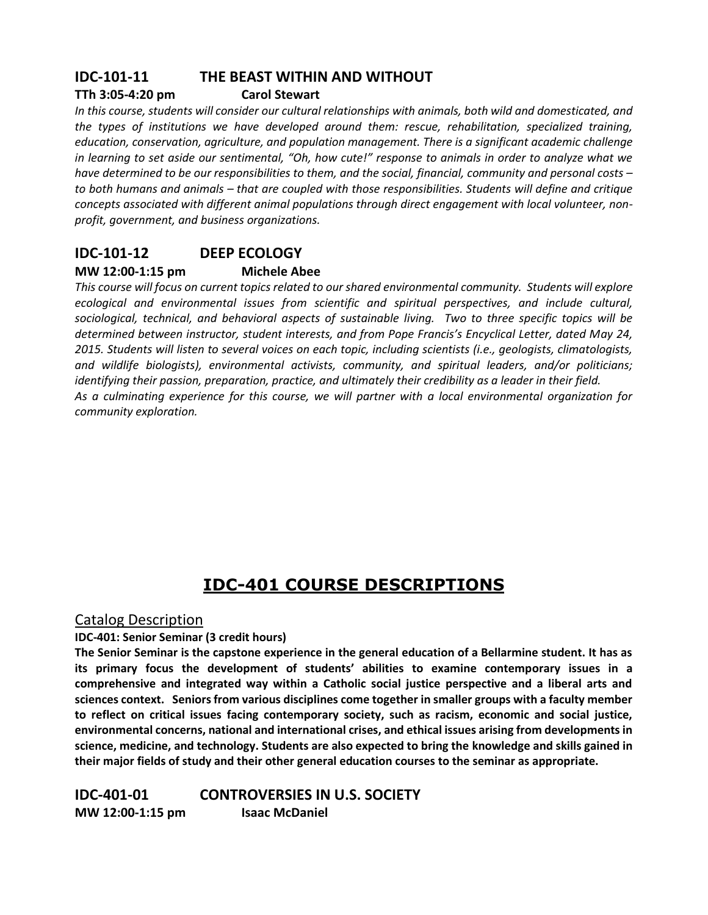## IDC-101-11 THE BEAST WITHIN AND WITHOUT

**TTh 3:05-4:20 pm Carol Stewart**

*In this course, students will consider our cultural relationships with animals, both wild and domesticated, and the types of institutions we have developed around them: rescue, rehabilitation, specialized training, education, conservation, agriculture, and population management. There is a significant academic challenge in learning to set aside our sentimental, "Oh, how cute!" response to animals in order to analyze what we have determined to be our responsibilities to them, and the social, financial, community and personal costs – to both humans and animals – that are coupled with those responsibilities. Students will define and critique concepts associated with different animal populations through direct engagement with local volunteer, non-profit, government, and business organizations.*

## IDC-101-12 DEEP ECOLOGY

**MW 12:00-1:15 pm Michele Abee**

*This course will focus on current topics related to our shared environmental community. Students will explore ecological and environmental issues from scientific and spiritual perspectives, and include cultural, sociological, technical, and behavioral aspects of sustainable living. Two to three specific topics will be determined between instructor, student interests, and from Pope Francis's Encyclical Letter, dated May 24, 2015. Students will listen to several voices on each topic, including scientists (i.e., geologists, climatologists, and wildlife biologists), environmental activists, community, and spiritual leaders, and/or politicians; identifying their passion, preparation, practice, and ultimately their credibility as a leader in their field.*
*As a culminating experience for this course, we will partner with a local environmental organization for community exploration.*

# IDC-401 COURSE DESCRIPTIONS

### Catalog Description

**IDC-401: Senior Seminar (3 credit hours)**

**The Senior Seminar is the capstone experience in the general education of a Bellarmine student. It has as its primary focus the development of students' abilities to examine contemporary issues in a comprehensive and integrated way within a Catholic social justice perspective and a liberal arts and sciences context. Seniors from various disciplines come together in smaller groups with a faculty member to reflect on critical issues facing contemporary society, such as racism, economic and social justice, environmental concerns, national and international crises, and ethical issues arising from developments in science, medicine, and technology. Students are also expected to bring the knowledge and skills gained in their major fields of study and their other general education courses to the seminar as appropriate.**

## IDC-401-01 CONTROVERSIES IN U.S. SOCIETY

**MW 12:00-1:15 pm Isaac McDaniel**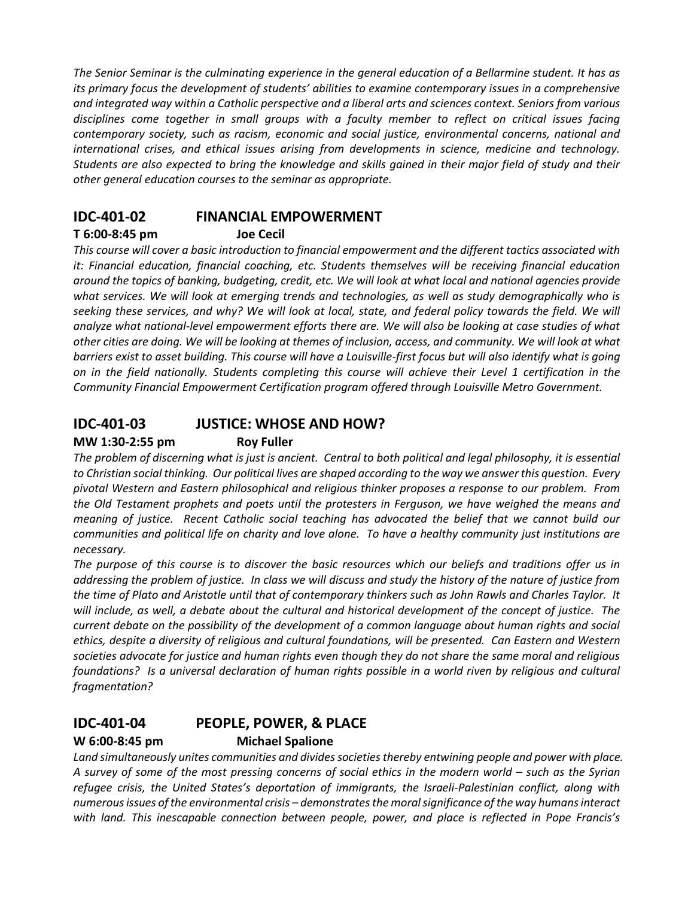*The Senior Seminar is the culminating experience in the general education of a Bellarmine student. It has as its primary focus the development of students' abilities to examine contemporary issues in a comprehensive and integrated way within a Catholic perspective and a liberal arts and sciences context. Seniors from various disciplines come together in small groups with a faculty member to reflect on critical issues facing contemporary society, such as racism, economic and social justice, environmental concerns, national and international crises, and ethical issues arising from developments in science, medicine and technology. Students are also expected to bring the knowledge and skills gained in their major field of study and their other general education courses to the seminar as appropriate.*

## IDC-401-02 FINANCIAL EMPOWERMENT

**T 6:00-8:45 pm Joe Cecil**

*This course will cover a basic introduction to financial empowerment and the different tactics associated with it: Financial education, financial coaching, etc. Students themselves will be receiving financial education around the topics of banking, budgeting, credit, etc. We will look at what local and national agencies provide what services. We will look at emerging trends and technologies, as well as study demographically who is seeking these services, and why? We will look at local, state, and federal policy towards the field. We will analyze what national-level empowerment efforts there are. We will also be looking at case studies of what other cities are doing. We will be looking at themes of inclusion, access, and community. We will look at what barriers exist to asset building. This course will have a Louisville-first focus but will also identify what is going on in the field nationally. Students completing this course will achieve their Level 1 certification in the Community Financial Empowerment Certification program offered through Louisville Metro Government.*

## IDC-401-03 JUSTICE: WHOSE AND HOW?

**MW 1:30-2:55 pm Roy Fuller**

*The problem of discerning what is just is ancient. Central to both political and legal philosophy, it is essential to Christian social thinking. Our political lives are shaped according to the way we answer this question. Every pivotal Western and Eastern philosophical and religious thinker proposes a response to our problem. From the Old Testament prophets and poets until the protesters in Ferguson, we have weighed the means and meaning of justice. Recent Catholic social teaching has advocated the belief that we cannot build our communities and political life on charity and love alone. To have a healthy community just institutions are necessary.*

*The purpose of this course is to discover the basic resources which our beliefs and traditions offer us in addressing the problem of justice. In class we will discuss and study the history of the nature of justice from the time of Plato and Aristotle until that of contemporary thinkers such as John Rawls and Charles Taylor. It will include, as well, a debate about the cultural and historical development of the concept of justice. The current debate on the possibility of the development of a common language about human rights and social ethics, despite a diversity of religious and cultural foundations, will be presented. Can Eastern and Western societies advocate for justice and human rights even though they do not share the same moral and religious foundations? Is a universal declaration of human rights possible in a world riven by religious and cultural fragmentation?*

## IDC-401-04 PEOPLE, POWER, & PLACE

**W 6:00-8:45 pm Michael Spalione**

*Land simultaneously unites communities and divides societies thereby entwining people and power with place. A survey of some of the most pressing concerns of social ethics in the modern world – such as the Syrian refugee crisis, the United States's deportation of immigrants, the Israeli-Palestinian conflict, along with numerous issues of the environmental crisis – demonstrates the moral significance of the way humans interact with land. This inescapable connection between people, power, and place is reflected in Pope Francis's*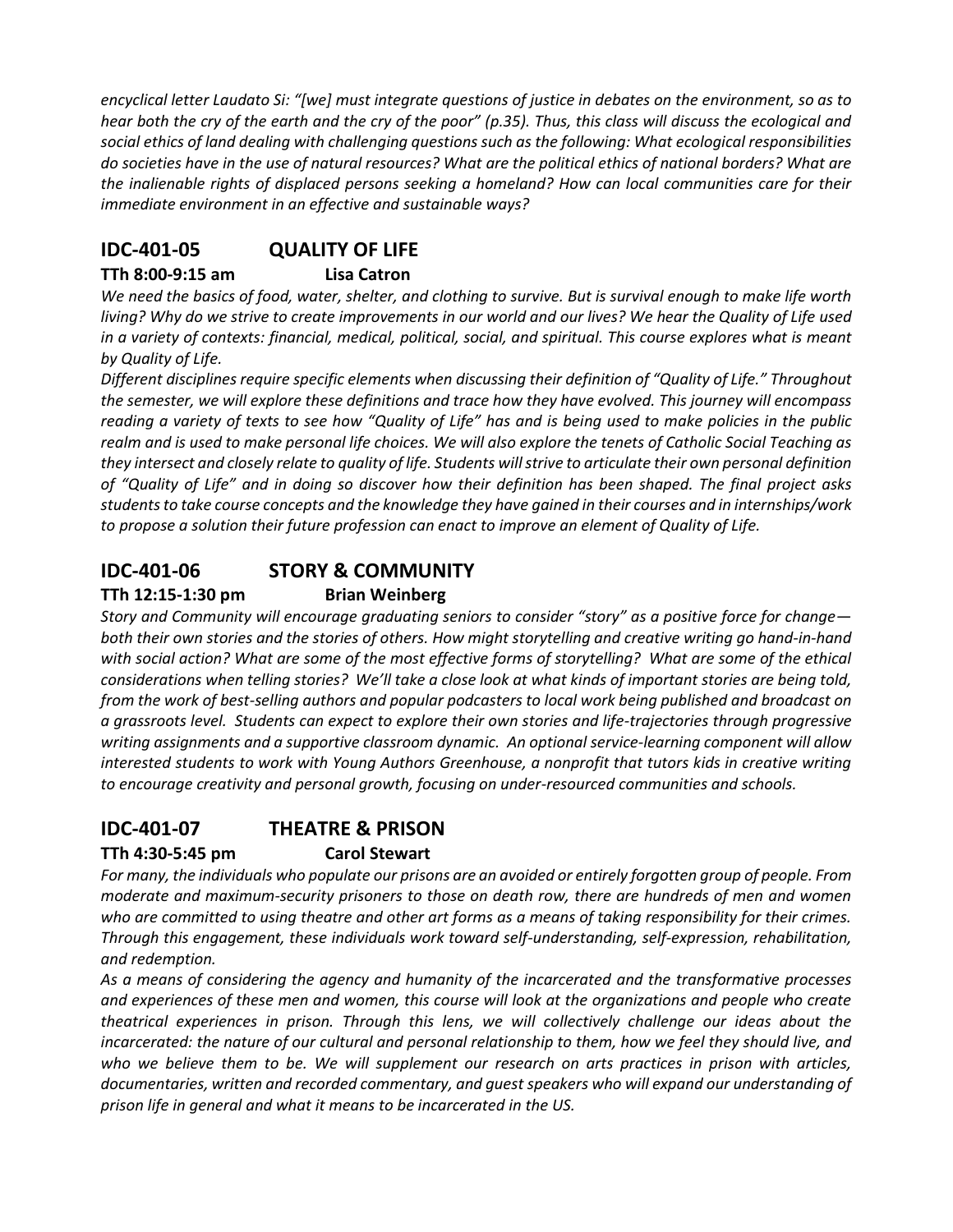*encyclical letter Laudato Si: "[we] must integrate questions of justice in debates on the environment, so as to hear both the cry of the earth and the cry of the poor" (p.35). Thus, this class will discuss the ecological and social ethics of land dealing with challenging questions such as the following: What ecological responsibilities do societies have in the use of natural resources? What are the political ethics of national borders? What are the inalienable rights of displaced persons seeking a homeland? How can local communities care for their immediate environment in an effective and sustainable ways?*

## IDC-401-05 QUALITY OF LIFE

**TTh 8:00-9:15 am Lisa Catron**

*We need the basics of food, water, shelter, and clothing to survive. But is survival enough to make life worth living? Why do we strive to create improvements in our world and our lives? We hear the Quality of Life used in a variety of contexts: financial, medical, political, social, and spiritual. This course explores what is meant by Quality of Life.*

*Different disciplines require specific elements when discussing their definition of "Quality of Life." Throughout the semester, we will explore these definitions and trace how they have evolved. This journey will encompass reading a variety of texts to see how "Quality of Life" has and is being used to make policies in the public realm and is used to make personal life choices. We will also explore the tenets of Catholic Social Teaching as they intersect and closely relate to quality of life. Students will strive to articulate their own personal definition of "Quality of Life" and in doing so discover how their definition has been shaped. The final project asks students to take course concepts and the knowledge they have gained in their courses and in internships/work to propose a solution their future profession can enact to improve an element of Quality of Life.*

## IDC-401-06 STORY & COMMUNITY

**TTh 12:15-1:30 pm Brian Weinberg**

*Story and Community will encourage graduating seniors to consider "story" as a positive force for change—both their own stories and the stories of others. How might storytelling and creative writing go hand-in-hand with social action? What are some of the most effective forms of storytelling? What are some of the ethical considerations when telling stories? We'll take a close look at what kinds of important stories are being told, from the work of best-selling authors and popular podcasters to local work being published and broadcast on a grassroots level. Students can expect to explore their own stories and life-trajectories through progressive writing assignments and a supportive classroom dynamic. An optional service-learning component will allow interested students to work with Young Authors Greenhouse, a nonprofit that tutors kids in creative writing to encourage creativity and personal growth, focusing on under-resourced communities and schools.*

## IDC-401-07 THEATRE & PRISON

**TTh 4:30-5:45 pm Carol Stewart**

*For many, the individuals who populate our prisons are an avoided or entirely forgotten group of people. From moderate and maximum-security prisoners to those on death row, there are hundreds of men and women who are committed to using theatre and other art forms as a means of taking responsibility for their crimes. Through this engagement, these individuals work toward self-understanding, self-expression, rehabilitation, and redemption.*

*As a means of considering the agency and humanity of the incarcerated and the transformative processes and experiences of these men and women, this course will look at the organizations and people who create theatrical experiences in prison. Through this lens, we will collectively challenge our ideas about the incarcerated: the nature of our cultural and personal relationship to them, how we feel they should live, and who we believe them to be. We will supplement our research on arts practices in prison with articles, documentaries, written and recorded commentary, and guest speakers who will expand our understanding of prison life in general and what it means to be incarcerated in the US.*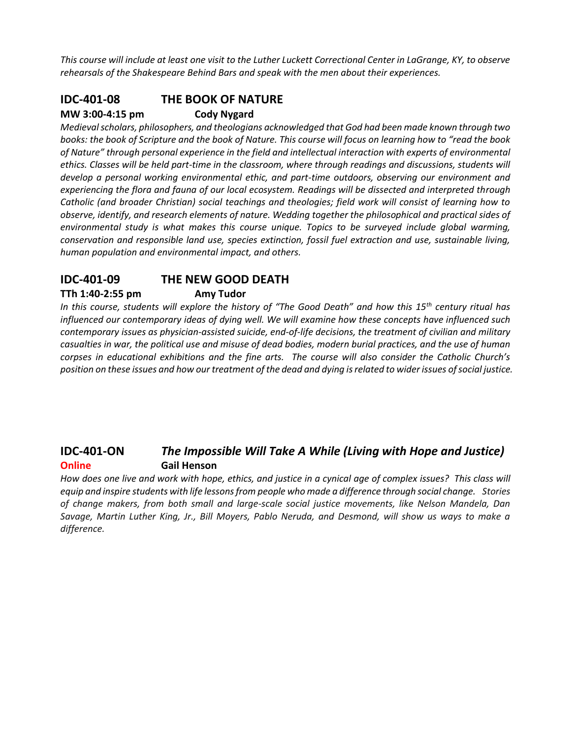*This course will include at least one visit to the Luther Luckett Correctional Center in LaGrange, KY, to observe rehearsals of the Shakespeare Behind Bars and speak with the men about their experiences.*

## IDC-401-08 THE BOOK OF NATURE

**MW 3:00-4:15 pm Cody Nygard**

*Medieval scholars, philosophers, and theologians acknowledged that God had been made known through two books: the book of Scripture and the book of Nature. This course will focus on learning how to "read the book of Nature" through personal experience in the field and intellectual interaction with experts of environmental ethics. Classes will be held part-time in the classroom, where through readings and discussions, students will develop a personal working environmental ethic, and part-time outdoors, observing our environment and experiencing the flora and fauna of our local ecosystem. Readings will be dissected and interpreted through Catholic (and broader Christian) social teachings and theologies; field work will consist of learning how to observe, identify, and research elements of nature. Wedding together the philosophical and practical sides of environmental study is what makes this course unique. Topics to be surveyed include global warming, conservation and responsible land use, species extinction, fossil fuel extraction and use, sustainable living, human population and environmental impact, and others.*

## IDC-401-09 THE NEW GOOD DEATH

**TTh 1:40-2:55 pm Amy Tudor**

*In this course, students will explore the history of "The Good Death" and how this 15th century ritual has influenced our contemporary ideas of dying well. We will examine how these concepts have influenced such contemporary issues as physician-assisted suicide, end-of-life decisions, the treatment of civilian and military casualties in war, the political use and misuse of dead bodies, modern burial practices, and the use of human corpses in educational exhibitions and the fine arts. The course will also consider the Catholic Church's position on these issues and how our treatment of the dead and dying is related to wider issues of social justice.*

## IDC-401-ON *The Impossible Will Take A While (Living with Hope and Justice)*

**Online Gail Henson**

*How does one live and work with hope, ethics, and justice in a cynical age of complex issues? This class will equip and inspire students with life lessons from people who made a difference through social change. Stories of change makers, from both small and large-scale social justice movements, like Nelson Mandela, Dan Savage, Martin Luther King, Jr., Bill Moyers, Pablo Neruda, and Desmond, will show us ways to make a difference.*